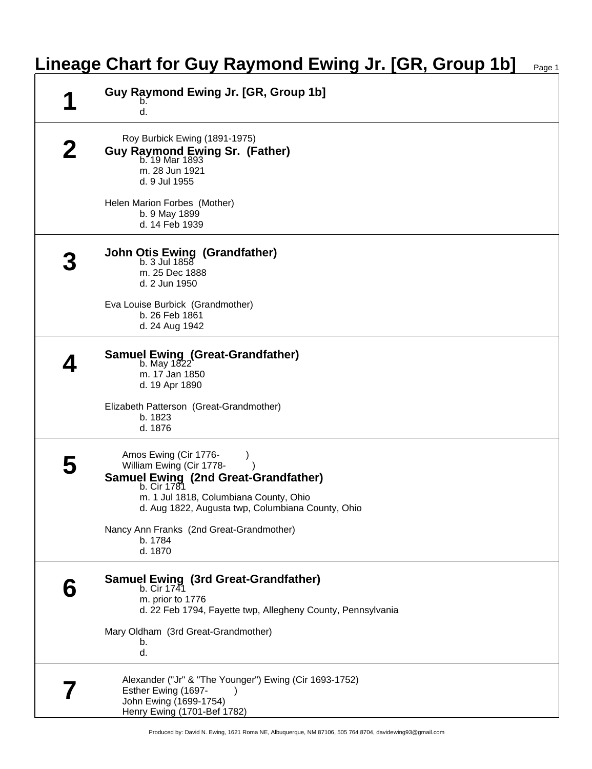# Lineage Chart for Guy Raymond Ewing Jr. [GR, Group 1b]

## 1

**Guy Raymond Ewing Jr. [GR, Group 1b]**
b.
d.

## 2

Roy Burbick Ewing (1891-1975)

**Guy Raymond Ewing Sr. (Father)**
b. 19 Mar 1893
m. 28 Jun 1921
d. 9 Jul 1955

Helen Marion Forbes (Mother)
b. 9 May 1899
d. 14 Feb 1939

## 3

**John Otis Ewing (Grandfather)**
b. 3 Jul 1858
m. 25 Dec 1888
d. 2 Jun 1950

Eva Louise Burbick (Grandmother)
b. 26 Feb 1861
d. 24 Aug 1942

## 4

**Samuel Ewing (Great-Grandfather)**
b. May 1822
m. 17 Jan 1850
d. 19 Apr 1890

Elizabeth Patterson (Great-Grandmother)
b. 1823
d. 1876

## 5

Amos Ewing (Cir 1776- )
William Ewing (Cir 1778- )

**Samuel Ewing (2nd Great-Grandfather)**
b. Cir 1781
m. 1 Jul 1818, Columbiana County, Ohio
d. Aug 1822, Augusta twp, Columbiana County, Ohio

Nancy Ann Franks (2nd Great-Grandmother)
b. 1784
d. 1870

## 6

**Samuel Ewing (3rd Great-Grandfather)**
b. Cir 1741
m. prior to 1776
d. 22 Feb 1794, Fayette twp, Allegheny County, Pennsylvania

Mary Oldham (3rd Great-Grandmother)
b.
d.

## 7

Alexander ("Jr" & "The Younger") Ewing (Cir 1693-1752)
Esther Ewing (1697- )
John Ewing (1699-1754)
Henry Ewing (1701-Bef 1782)

Produced by: David N. Ewing, 1621 Roma NE, Albuquerque, NM 87106, 505 764 8704, davidewing93@gmail.com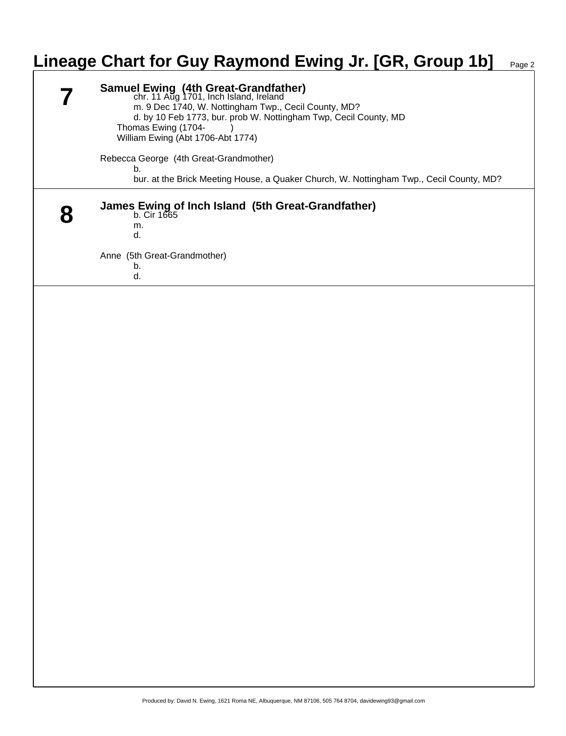# Lineage Chart for Guy Raymond Ewing Jr. [GR, Group 1b]

## 7

**Samuel Ewing (4th Great-Grandfather)**

chr. 11 Aug 1701, Inch Island, Ireland
m. 9 Dec 1740, W. Nottingham Twp., Cecil County, MD?
d. by 10 Feb 1773, bur. prob W. Nottingham Twp, Cecil County, MD

Thomas Ewing (1704- )
William Ewing (Abt 1706-Abt 1774)

Rebecca George (4th Great-Grandmother)

b.
bur. at the Brick Meeting House, a Quaker Church, W. Nottingham Twp., Cecil County, MD?

## 8

**James Ewing of Inch Island (5th Great-Grandfather)**

b. Cir 1665
m.
d.

Anne (5th Great-Grandmother)

b.
d.

Produced by: David N. Ewing, 1621 Roma NE, Albuquerque, NM 87106, 505 764 8704, davidewing93@gmail.com